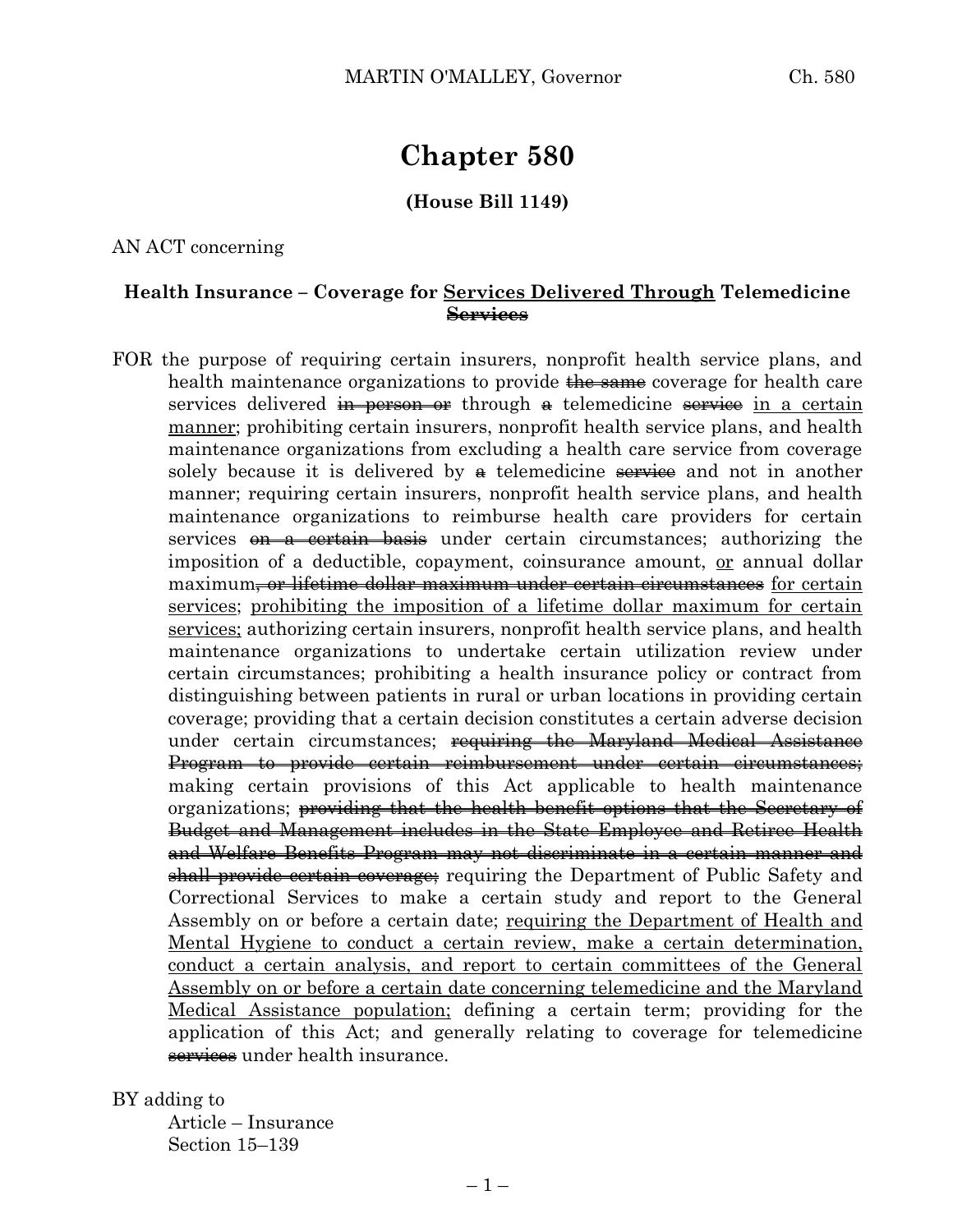# Chapter 580

**(House Bill 1149)**

AN ACT concerning

**Health Insurance – Coverage for <u>Services Delivered Through</u> Telemedicine ~~Services~~**

FOR the purpose of requiring certain insurers, nonprofit health service plans, and health maintenance organizations to provide ~~the same~~ coverage for health care services delivered ~~in person or~~ through ~~a~~ telemedicine ~~service~~ <u>in a certain manner</u>; prohibiting certain insurers, nonprofit health service plans, and health maintenance organizations from excluding a health care service from coverage solely because it is delivered by ~~a~~ telemedicine ~~service~~ and not in another manner; requiring certain insurers, nonprofit health service plans, and health maintenance organizations to reimburse health care providers for certain services ~~on a certain basis~~ under certain circumstances; authorizing the imposition of a deductible, copayment, coinsurance amount, <u>or</u> annual dollar maximum~~, or lifetime dollar maximum under certain circumstances~~ <u>for certain services</u>; <u>prohibiting the imposition of a lifetime dollar maximum for certain services;</u> authorizing certain insurers, nonprofit health service plans, and health maintenance organizations to undertake certain utilization review under certain circumstances; prohibiting a health insurance policy or contract from distinguishing between patients in rural or urban locations in providing certain coverage; providing that a certain decision constitutes a certain adverse decision under certain circumstances; ~~requiring the Maryland Medical Assistance Program to provide certain reimbursement under certain circumstances;~~ making certain provisions of this Act applicable to health maintenance organizations; ~~providing that the health benefit options that the Secretary of Budget and Management includes in the State Employee and Retiree Health and Welfare Benefits Program may not discriminate in a certain manner and shall provide certain coverage;~~ requiring the Department of Public Safety and Correctional Services to make a certain study and report to the General Assembly on or before a certain date; <u>requiring the Department of Health and Mental Hygiene to conduct a certain review, make a certain determination, conduct a certain analysis, and report to certain committees of the General Assembly on or before a certain date concerning telemedicine and the Maryland Medical Assistance population;</u> defining a certain term; providing for the application of this Act; and generally relating to coverage for telemedicine ~~services~~ under health insurance.

BY adding to
 Article – Insurance
 Section 15–139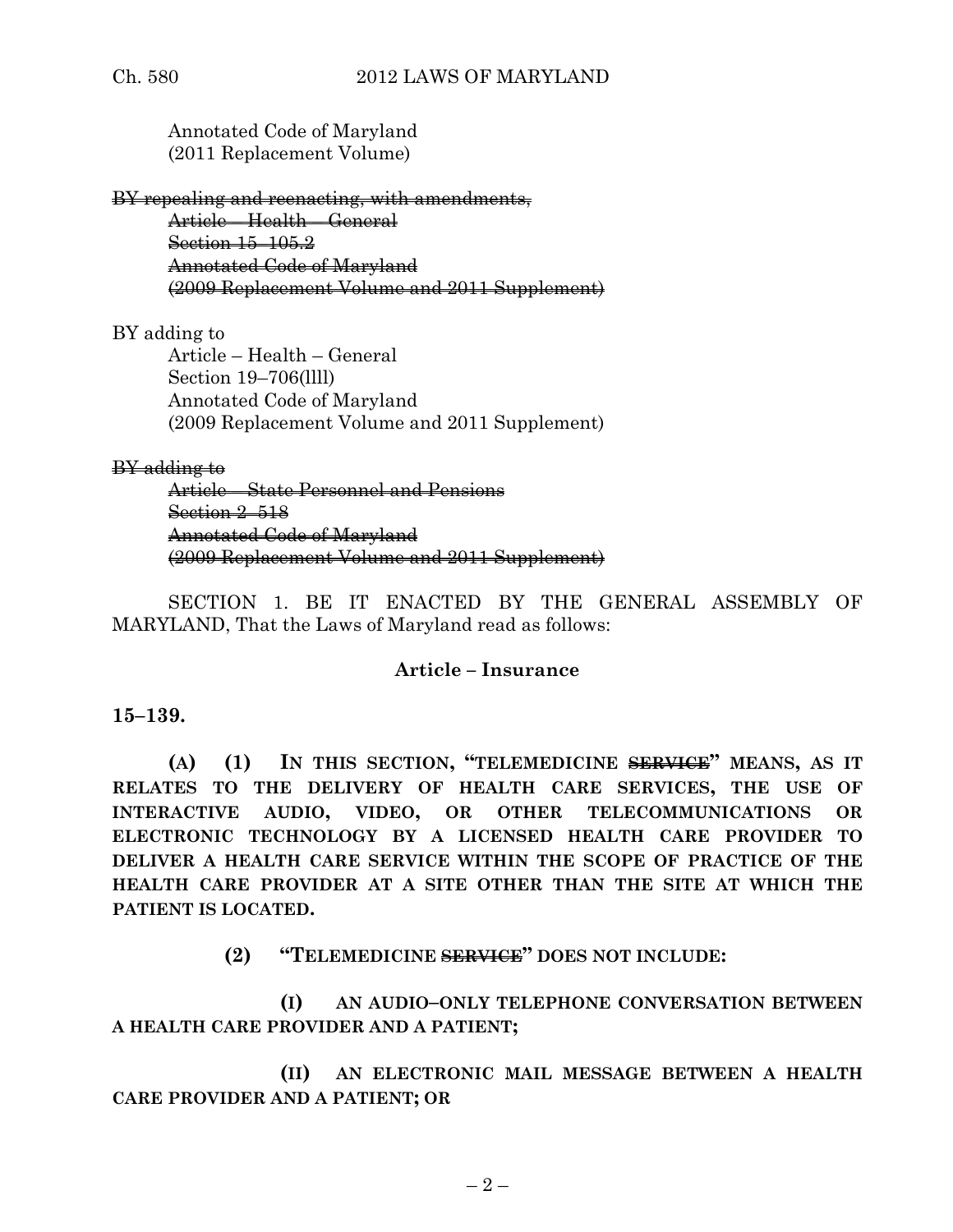Annotated Code of Maryland
(2011 Replacement Volume)

~~BY repealing and reenacting, with amendments,~~
~~Article – Health – General~~
~~Section 15–105.2~~
~~Annotated Code of Maryland~~
~~(2009 Replacement Volume and 2011 Supplement)~~

BY adding to
Article – Health – General
Section 19–706(llll)
Annotated Code of Maryland
(2009 Replacement Volume and 2011 Supplement)

~~BY adding to~~
~~Article – State Personnel and Pensions~~
~~Section 2–518~~
~~Annotated Code of Maryland~~
~~(2009 Replacement Volume and 2011 Supplement)~~

SECTION 1. BE IT ENACTED BY THE GENERAL ASSEMBLY OF MARYLAND, That the Laws of Maryland read as follows:

**Article – Insurance**

**15–139.**

**(A) (1) IN THIS SECTION, "TELEMEDICINE ~~SERVICE~~" MEANS, AS IT RELATES TO THE DELIVERY OF HEALTH CARE SERVICES, THE USE OF INTERACTIVE AUDIO, VIDEO, OR OTHER TELECOMMUNICATIONS OR ELECTRONIC TECHNOLOGY BY A LICENSED HEALTH CARE PROVIDER TO DELIVER A HEALTH CARE SERVICE WITHIN THE SCOPE OF PRACTICE OF THE HEALTH CARE PROVIDER AT A SITE OTHER THAN THE SITE AT WHICH THE PATIENT IS LOCATED.**

**(2) "TELEMEDICINE ~~SERVICE~~" DOES NOT INCLUDE:**

**(I) AN AUDIO–ONLY TELEPHONE CONVERSATION BETWEEN A HEALTH CARE PROVIDER AND A PATIENT;**

**(II) AN ELECTRONIC MAIL MESSAGE BETWEEN A HEALTH CARE PROVIDER AND A PATIENT; OR**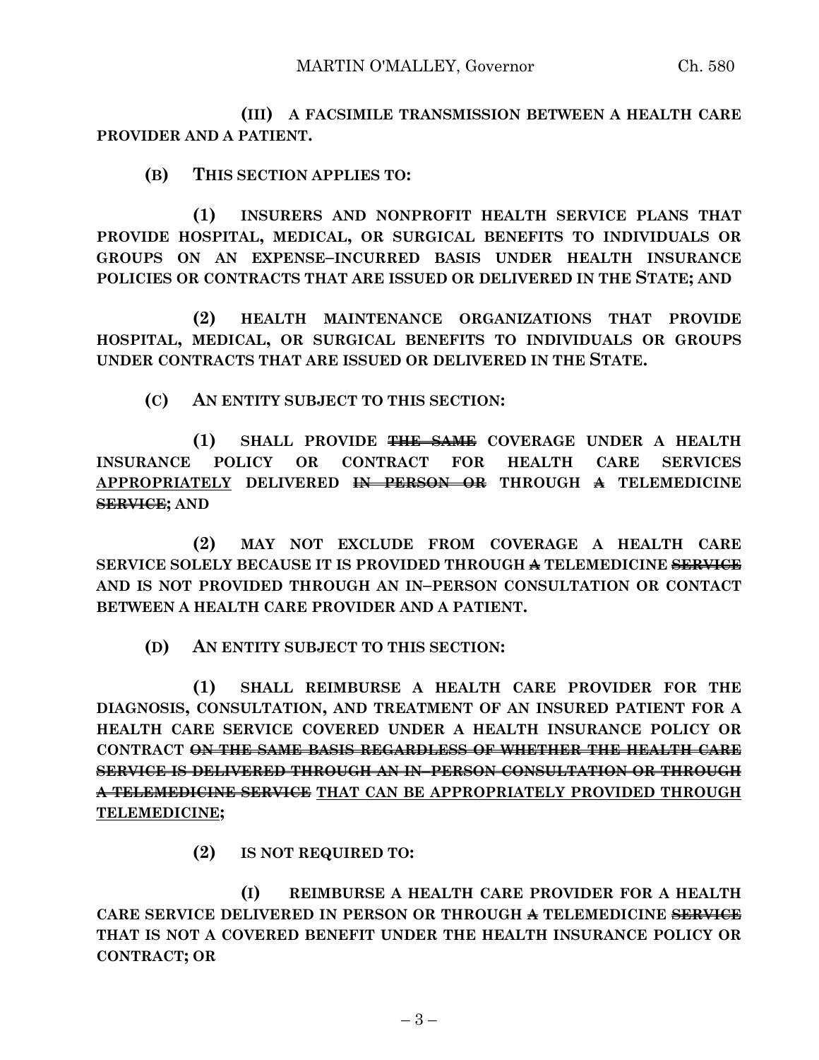**(III) A FACSIMILE TRANSMISSION BETWEEN A HEALTH CARE PROVIDER AND A PATIENT.**

**(B) THIS SECTION APPLIES TO:**

**(1) INSURERS AND NONPROFIT HEALTH SERVICE PLANS THAT PROVIDE HOSPITAL, MEDICAL, OR SURGICAL BENEFITS TO INDIVIDUALS OR GROUPS ON AN EXPENSE–INCURRED BASIS UNDER HEALTH INSURANCE POLICIES OR CONTRACTS THAT ARE ISSUED OR DELIVERED IN THE STATE; AND**

**(2) HEALTH MAINTENANCE ORGANIZATIONS THAT PROVIDE HOSPITAL, MEDICAL, OR SURGICAL BENEFITS TO INDIVIDUALS OR GROUPS UNDER CONTRACTS THAT ARE ISSUED OR DELIVERED IN THE STATE.**

**(C) AN ENTITY SUBJECT TO THIS SECTION:**

**(1) SHALL PROVIDE ~~THE SAME~~ COVERAGE UNDER A HEALTH INSURANCE POLICY OR CONTRACT FOR HEALTH CARE SERVICES <u>APPROPRIATELY</u> DELIVERED ~~IN PERSON OR~~ THROUGH ~~A~~ TELEMEDICINE ~~SERVICE~~; AND**

**(2) MAY NOT EXCLUDE FROM COVERAGE A HEALTH CARE SERVICE SOLELY BECAUSE IT IS PROVIDED THROUGH ~~A~~ TELEMEDICINE ~~SERVICE~~ AND IS NOT PROVIDED THROUGH AN IN–PERSON CONSULTATION OR CONTACT BETWEEN A HEALTH CARE PROVIDER AND A PATIENT.**

**(D) AN ENTITY SUBJECT TO THIS SECTION:**

**(1) SHALL REIMBURSE A HEALTH CARE PROVIDER FOR THE DIAGNOSIS, CONSULTATION, AND TREATMENT OF AN INSURED PATIENT FOR A HEALTH CARE SERVICE COVERED UNDER A HEALTH INSURANCE POLICY OR CONTRACT ~~ON THE SAME BASIS REGARDLESS OF WHETHER THE HEALTH CARE SERVICE IS DELIVERED THROUGH AN IN–PERSON CONSULTATION OR THROUGH A TELEMEDICINE SERVICE~~ <u>THAT CAN BE APPROPRIATELY PROVIDED THROUGH TELEMEDICINE</u>;**

**(2) IS NOT REQUIRED TO:**

**(I) REIMBURSE A HEALTH CARE PROVIDER FOR A HEALTH CARE SERVICE DELIVERED IN PERSON OR THROUGH ~~A~~ TELEMEDICINE ~~SERVICE~~ THAT IS NOT A COVERED BENEFIT UNDER THE HEALTH INSURANCE POLICY OR CONTRACT; OR**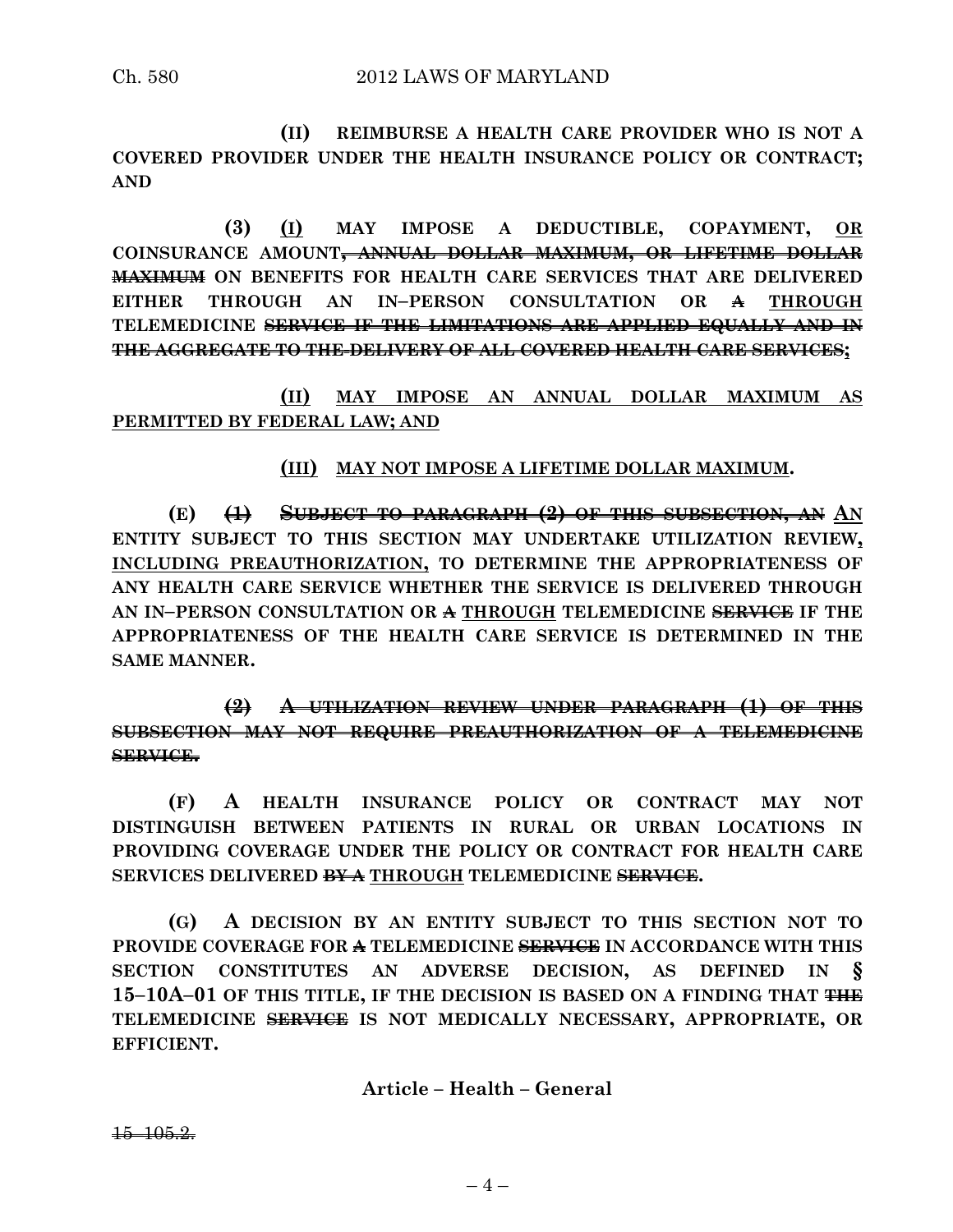**(II) REIMBURSE A HEALTH CARE PROVIDER WHO IS NOT A COVERED PROVIDER UNDER THE HEALTH INSURANCE POLICY OR CONTRACT; AND**

**(3)** <u>**(I)**</u> **MAY IMPOSE A DEDUCTIBLE, COPAYMENT,** <u>**OR**</u> **COINSURANCE AMOUNT~~, ANNUAL DOLLAR MAXIMUM, OR LIFETIME DOLLAR MAXIMUM~~ ON BENEFITS FOR HEALTH CARE SERVICES THAT ARE DELIVERED EITHER THROUGH AN IN–PERSON CONSULTATION OR ~~A~~** <u>**THROUGH**</u> **TELEMEDICINE ~~SERVICE IF THE LIMITATIONS ARE APPLIED EQUALLY AND IN THE AGGREGATE TO THE DELIVERY OF ALL COVERED HEALTH CARE SERVICES~~;**

<u>**(II) MAY IMPOSE AN ANNUAL DOLLAR MAXIMUM AS PERMITTED BY FEDERAL LAW; AND**</u>

<u>**(III) MAY NOT IMPOSE A LIFETIME DOLLAR MAXIMUM**</u>**.**

**(E) ~~(1) SUBJECT TO PARAGRAPH (2) OF THIS SUBSECTION, AN~~** <u>**AN**</u> **ENTITY SUBJECT TO THIS SECTION MAY UNDERTAKE UTILIZATION REVIEW,** <u>**INCLUDING PREAUTHORIZATION,**</u> **TO DETERMINE THE APPROPRIATENESS OF ANY HEALTH CARE SERVICE WHETHER THE SERVICE IS DELIVERED THROUGH AN IN–PERSON CONSULTATION OR ~~A~~** <u>**THROUGH**</u> **TELEMEDICINE ~~SERVICE~~ IF THE APPROPRIATENESS OF THE HEALTH CARE SERVICE IS DETERMINED IN THE SAME MANNER.**

**~~(2) A UTILIZATION REVIEW UNDER PARAGRAPH (1) OF THIS SUBSECTION MAY NOT REQUIRE PREAUTHORIZATION OF A TELEMEDICINE SERVICE.~~**

**(F) A HEALTH INSURANCE POLICY OR CONTRACT MAY NOT DISTINGUISH BETWEEN PATIENTS IN RURAL OR URBAN LOCATIONS IN PROVIDING COVERAGE UNDER THE POLICY OR CONTRACT FOR HEALTH CARE SERVICES DELIVERED ~~BY A~~** <u>**THROUGH**</u> **TELEMEDICINE ~~SERVICE~~.**

**(G) A DECISION BY AN ENTITY SUBJECT TO THIS SECTION NOT TO PROVIDE COVERAGE FOR ~~A~~ TELEMEDICINE ~~SERVICE~~ IN ACCORDANCE WITH THIS SECTION CONSTITUTES AN ADVERSE DECISION, AS DEFINED IN § 15–10A–01 OF THIS TITLE, IF THE DECISION IS BASED ON A FINDING THAT ~~THE~~ TELEMEDICINE ~~SERVICE~~ IS NOT MEDICALLY NECESSARY, APPROPRIATE, OR EFFICIENT.**

**Article – Health – General**

~~15–105.2.~~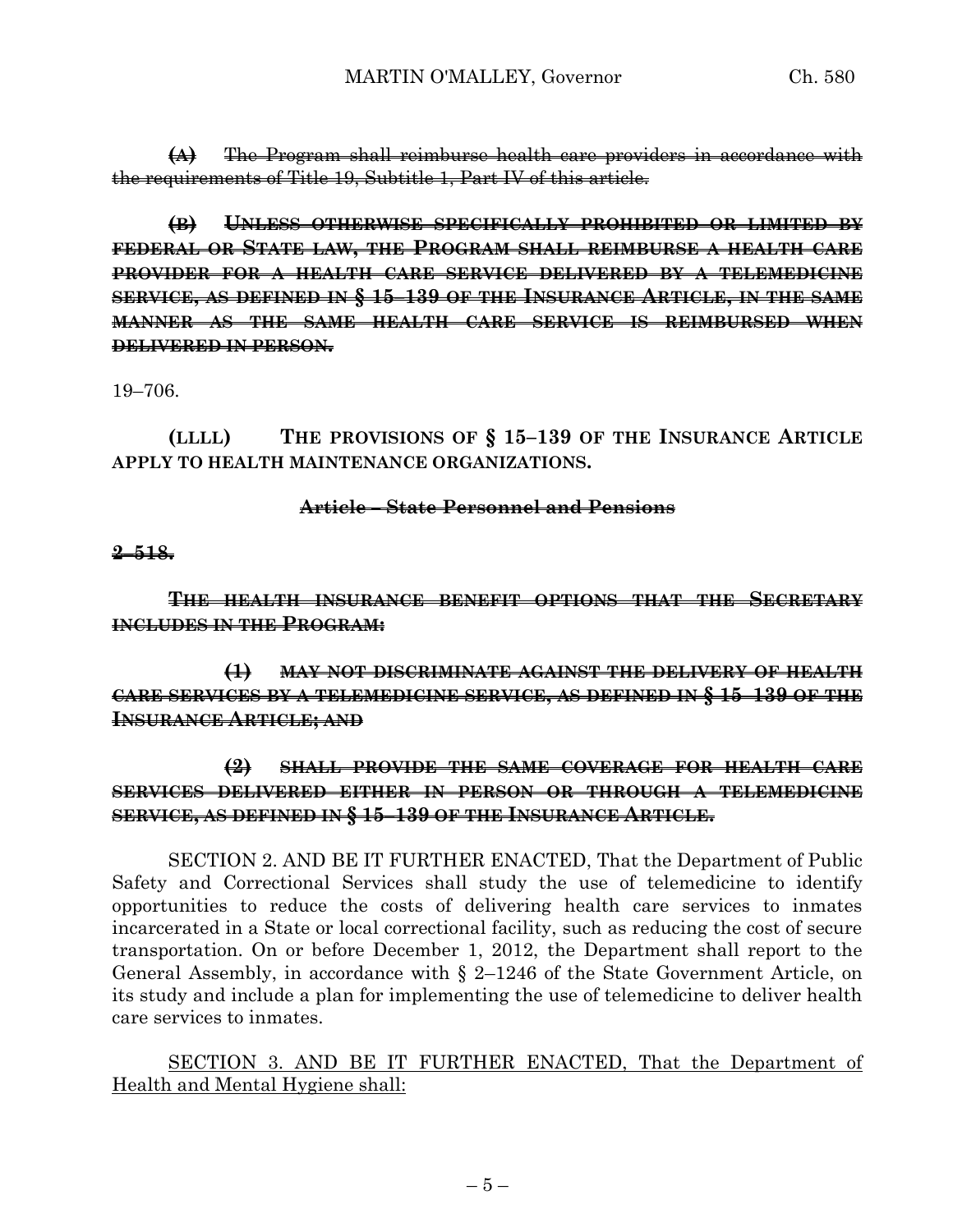~~(A) The Program shall reimburse health care providers in accordance with the requirements of Title 19, Subtitle 1, Part IV of this article.~~

~~**(B) UNLESS OTHERWISE SPECIFICALLY PROHIBITED OR LIMITED BY FEDERAL OR STATE LAW, THE PROGRAM SHALL REIMBURSE A HEALTH CARE PROVIDER FOR A HEALTH CARE SERVICE DELIVERED BY A TELEMEDICINE SERVICE, AS DEFINED IN § 15–139 OF THE INSURANCE ARTICLE, IN THE SAME MANNER AS THE SAME HEALTH CARE SERVICE IS REIMBURSED WHEN DELIVERED IN PERSON.**~~

19–706.

**(LLLL) THE PROVISIONS OF § 15–139 OF THE INSURANCE ARTICLE APPLY TO HEALTH MAINTENANCE ORGANIZATIONS.**

~~**Article – State Personnel and Pensions**~~

~~**2–518.**~~

~~**THE HEALTH INSURANCE BENEFIT OPTIONS THAT THE SECRETARY INCLUDES IN THE PROGRAM:**~~

~~**(1) MAY NOT DISCRIMINATE AGAINST THE DELIVERY OF HEALTH CARE SERVICES BY A TELEMEDICINE SERVICE, AS DEFINED IN § 15–139 OF THE INSURANCE ARTICLE; AND**~~

~~**(2) SHALL PROVIDE THE SAME COVERAGE FOR HEALTH CARE SERVICES DELIVERED EITHER IN PERSON OR THROUGH A TELEMEDICINE SERVICE, AS DEFINED IN § 15–139 OF THE INSURANCE ARTICLE.**~~

SECTION 2. AND BE IT FURTHER ENACTED, That the Department of Public Safety and Correctional Services shall study the use of telemedicine to identify opportunities to reduce the costs of delivering health care services to inmates incarcerated in a State or local correctional facility, such as reducing the cost of secure transportation. On or before December 1, 2012, the Department shall report to the General Assembly, in accordance with § 2–1246 of the State Government Article, on its study and include a plan for implementing the use of telemedicine to deliver health care services to inmates.

<u>SECTION 3. AND BE IT FURTHER ENACTED, That the Department of Health and Mental Hygiene shall:</u>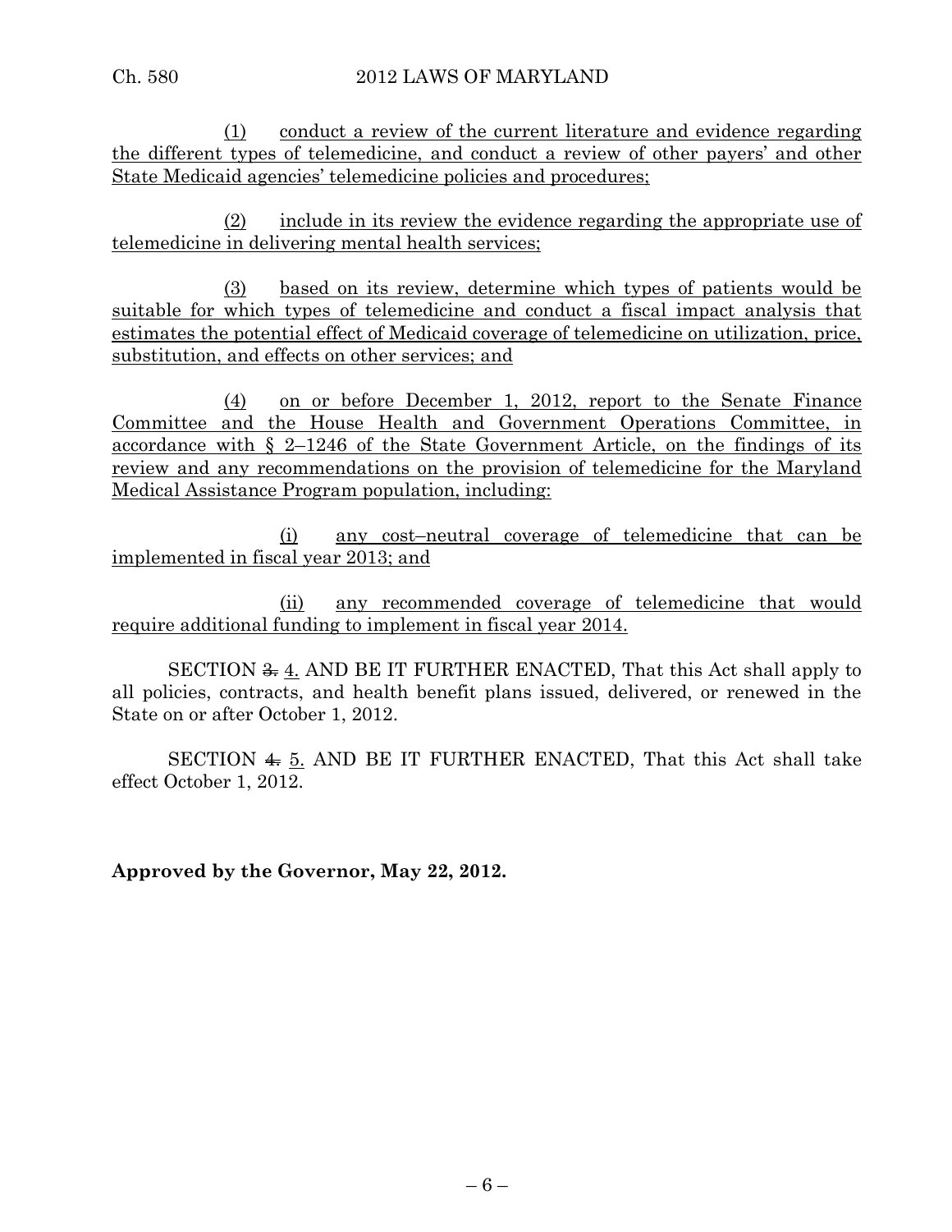(1) conduct a review of the current literature and evidence regarding the different types of telemedicine, and conduct a review of other payers' and other State Medicaid agencies' telemedicine policies and procedures;

(2) include in its review the evidence regarding the appropriate use of telemedicine in delivering mental health services;

(3) based on its review, determine which types of patients would be suitable for which types of telemedicine and conduct a fiscal impact analysis that estimates the potential effect of Medicaid coverage of telemedicine on utilization, price, substitution, and effects on other services; and

(4) on or before December 1, 2012, report to the Senate Finance Committee and the House Health and Government Operations Committee, in accordance with § 2–1246 of the State Government Article, on the findings of its review and any recommendations on the provision of telemedicine for the Maryland Medical Assistance Program population, including:

(i) any cost–neutral coverage of telemedicine that can be implemented in fiscal year 2013; and

(ii) any recommended coverage of telemedicine that would require additional funding to implement in fiscal year 2014.

SECTION ~~3.~~ 4. AND BE IT FURTHER ENACTED, That this Act shall apply to all policies, contracts, and health benefit plans issued, delivered, or renewed in the State on or after October 1, 2012.

SECTION ~~4.~~ 5. AND BE IT FURTHER ENACTED, That this Act shall take effect October 1, 2012.

**Approved by the Governor, May 22, 2012.**